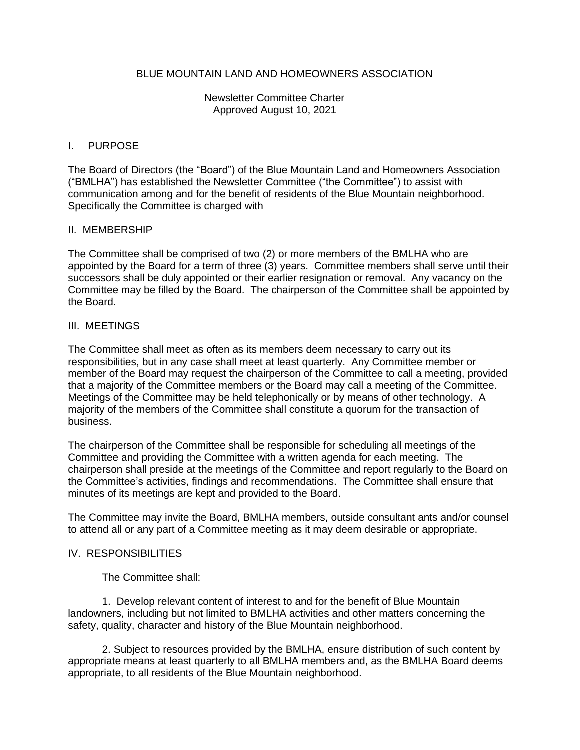# BLUE MOUNTAIN LAND AND HOMEOWNERS ASSOCIATION

Newsletter Committee Charter
Approved August 10, 2021

## I. PURPOSE

The Board of Directors (the "Board") of the Blue Mountain Land and Homeowners Association ("BMLHA") has established the Newsletter Committee ("the Committee") to assist with communication among and for the benefit of residents of the Blue Mountain neighborhood. Specifically the Committee is charged with

## II. MEMBERSHIP

The Committee shall be comprised of two (2) or more members of the BMLHA who are appointed by the Board for a term of three (3) years. Committee members shall serve until their successors shall be duly appointed or their earlier resignation or removal. Any vacancy on the Committee may be filled by the Board. The chairperson of the Committee shall be appointed by the Board.

## III. MEETINGS

The Committee shall meet as often as its members deem necessary to carry out its responsibilities, but in any case shall meet at least quarterly. Any Committee member or member of the Board may request the chairperson of the Committee to call a meeting, provided that a majority of the Committee members or the Board may call a meeting of the Committee. Meetings of the Committee may be held telephonically or by means of other technology. A majority of the members of the Committee shall constitute a quorum for the transaction of business.

The chairperson of the Committee shall be responsible for scheduling all meetings of the Committee and providing the Committee with a written agenda for each meeting. The chairperson shall preside at the meetings of the Committee and report regularly to the Board on the Committee's activities, findings and recommendations. The Committee shall ensure that minutes of its meetings are kept and provided to the Board.

The Committee may invite the Board, BMLHA members, outside consultant ants and/or counsel to attend all or any part of a Committee meeting as it may deem desirable or appropriate.

## IV. RESPONSIBILITIES

The Committee shall:

1. Develop relevant content of interest to and for the benefit of Blue Mountain landowners, including but not limited to BMLHA activities and other matters concerning the safety, quality, character and history of the Blue Mountain neighborhood.

2. Subject to resources provided by the BMLHA, ensure distribution of such content by appropriate means at least quarterly to all BMLHA members and, as the BMLHA Board deems appropriate, to all residents of the Blue Mountain neighborhood.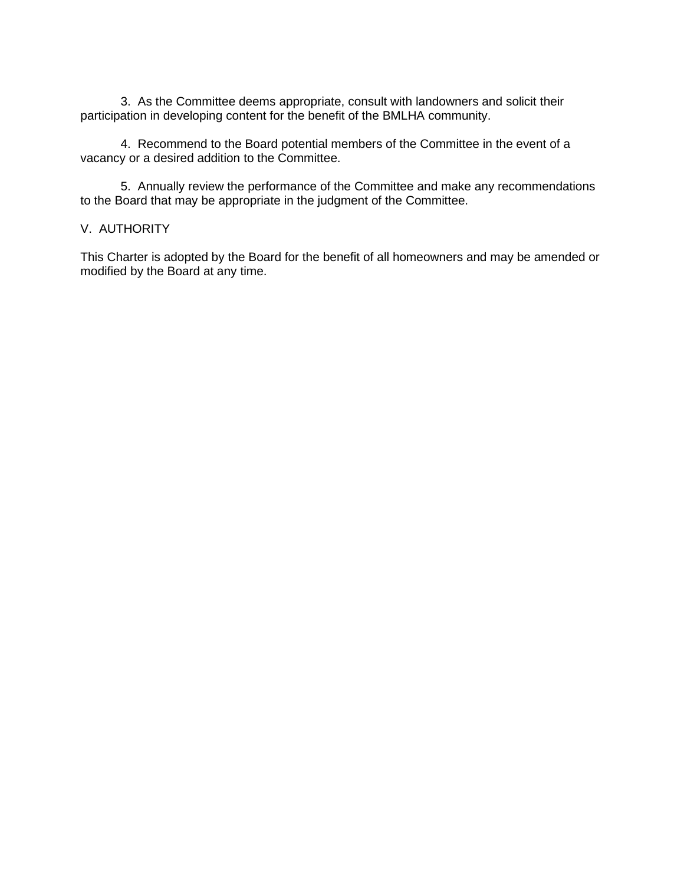3. As the Committee deems appropriate, consult with landowners and solicit their participation in developing content for the benefit of the BMLHA community.

4. Recommend to the Board potential members of the Committee in the event of a vacancy or a desired addition to the Committee.

5. Annually review the performance of the Committee and make any recommendations to the Board that may be appropriate in the judgment of the Committee.

## V. AUTHORITY

This Charter is adopted by the Board for the benefit of all homeowners and may be amended or modified by the Board at any time.